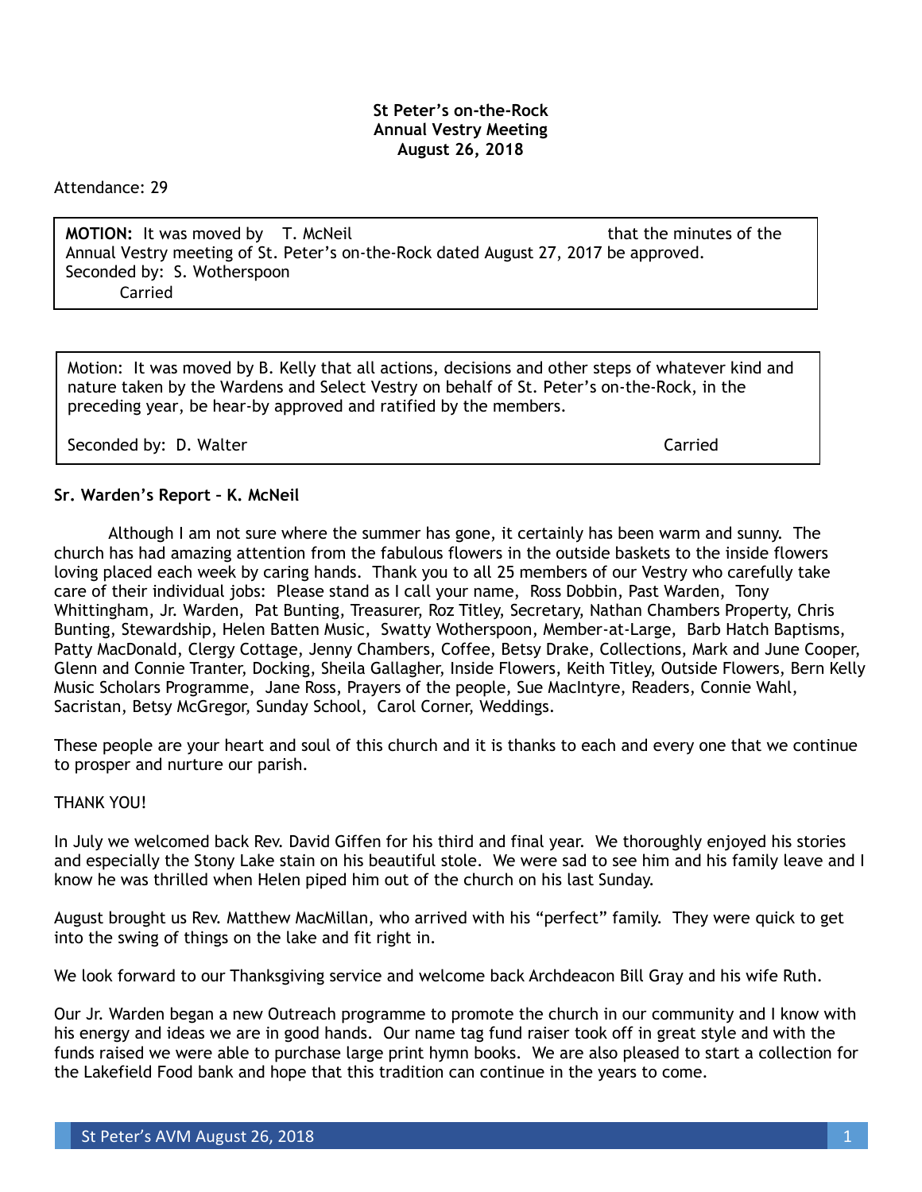**St Peter's on-the-Rock**
**Annual Vestry Meeting**
**August 26, 2018**

Attendance: 29

**MOTION:** It was moved by T. McNeil that the minutes of the Annual Vestry meeting of St. Peter's on-the-Rock dated August 27, 2017 be approved.
Seconded by: S. Wotherspoon
Carried

Motion: It was moved by B. Kelly that all actions, decisions and other steps of whatever kind and nature taken by the Wardens and Select Vestry on behalf of St. Peter's on-the-Rock, in the preceding year, be hear-by approved and ratified by the members.

Seconded by: D. Walter Carried

**Sr. Warden's Report – K. McNeil**

Although I am not sure where the summer has gone, it certainly has been warm and sunny. The church has had amazing attention from the fabulous flowers in the outside baskets to the inside flowers loving placed each week by caring hands. Thank you to all 25 members of our Vestry who carefully take care of their individual jobs: Please stand as I call your name, Ross Dobbin, Past Warden, Tony Whittingham, Jr. Warden, Pat Bunting, Treasurer, Roz Titley, Secretary, Nathan Chambers Property, Chris Bunting, Stewardship, Helen Batten Music, Swatty Wotherspoon, Member-at-Large, Barb Hatch Baptisms, Patty MacDonald, Clergy Cottage, Jenny Chambers, Coffee, Betsy Drake, Collections, Mark and June Cooper, Glenn and Connie Tranter, Docking, Sheila Gallagher, Inside Flowers, Keith Titley, Outside Flowers, Bern Kelly Music Scholars Programme, Jane Ross, Prayers of the people, Sue MacIntyre, Readers, Connie Wahl, Sacristan, Betsy McGregor, Sunday School, Carol Corner, Weddings.

These people are your heart and soul of this church and it is thanks to each and every one that we continue to prosper and nurture our parish.

THANK YOU!

In July we welcomed back Rev. David Giffen for his third and final year. We thoroughly enjoyed his stories and especially the Stony Lake stain on his beautiful stole. We were sad to see him and his family leave and I know he was thrilled when Helen piped him out of the church on his last Sunday.

August brought us Rev. Matthew MacMillan, who arrived with his "perfect" family. They were quick to get into the swing of things on the lake and fit right in.

We look forward to our Thanksgiving service and welcome back Archdeacon Bill Gray and his wife Ruth.

Our Jr. Warden began a new Outreach programme to promote the church in our community and I know with his energy and ideas we are in good hands. Our name tag fund raiser took off in great style and with the funds raised we were able to purchase large print hymn books. We are also pleased to start a collection for the Lakefield Food bank and hope that this tradition can continue in the years to come.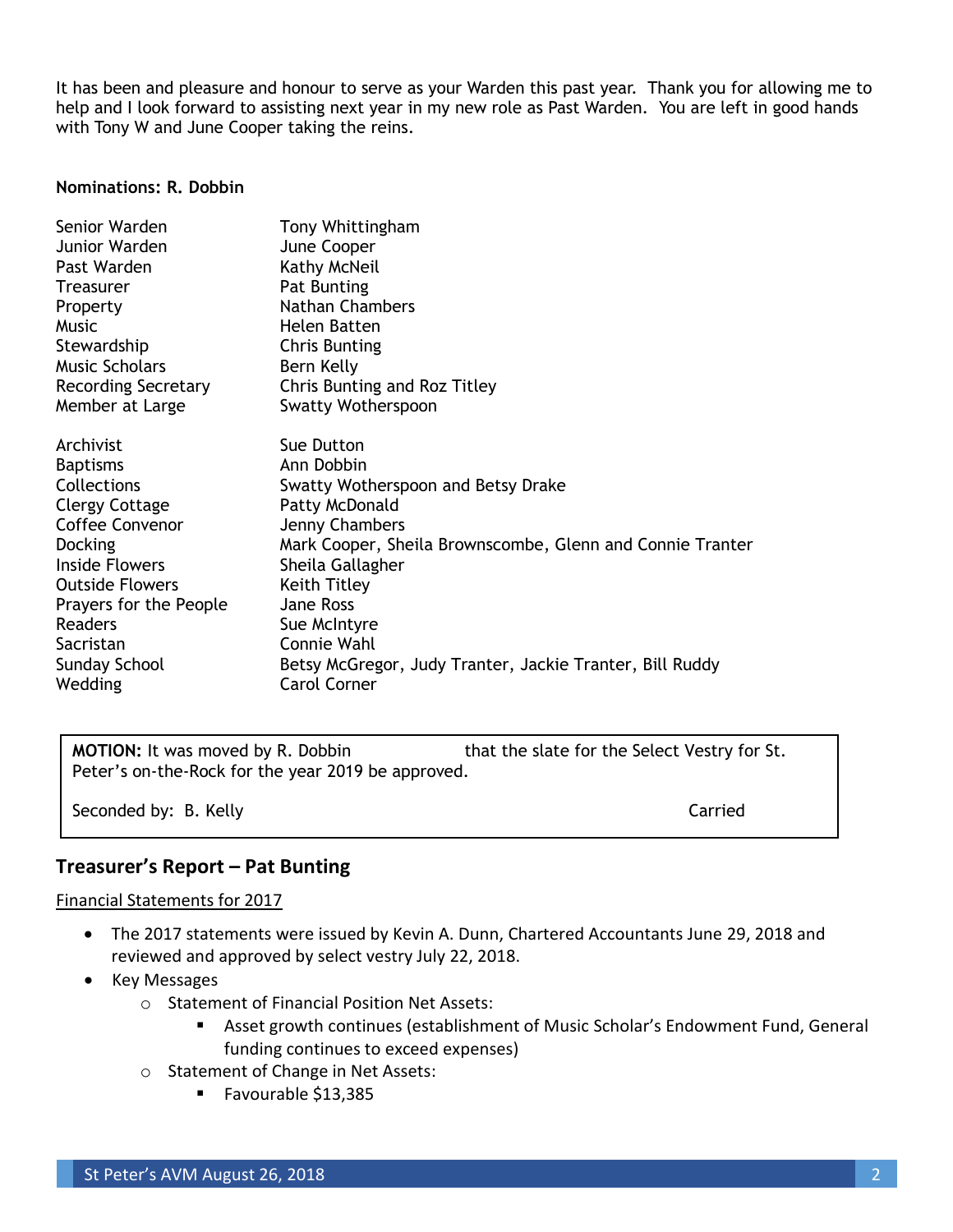It has been and pleasure and honour to serve as your Warden this past year. Thank you for allowing me to help and I look forward to assisting next year in my new role as Past Warden. You are left in good hands with Tony W and June Cooper taking the reins.

**Nominations: R. Dobbin**

| | |
|---|---|
| Senior Warden | Tony Whittingham |
| Junior Warden | June Cooper |
| Past Warden | Kathy McNeil |
| Treasurer | Pat Bunting |
| Property | Nathan Chambers |
| Music | Helen Batten |
| Stewardship | Chris Bunting |
| Music Scholars | Bern Kelly |
| Recording Secretary | Chris Bunting and Roz Titley |
| Member at Large | Swatty Wotherspoon |

| | |
|---|---|
| Archivist | Sue Dutton |
| Baptisms | Ann Dobbin |
| Collections | Swatty Wotherspoon and Betsy Drake |
| Clergy Cottage | Patty McDonald |
| Coffee Convenor | Jenny Chambers |
| Docking | Mark Cooper, Sheila Brownscombe, Glenn and Connie Tranter |
| Inside Flowers | Sheila Gallagher |
| Outside Flowers | Keith Titley |
| Prayers for the People | Jane Ross |
| Readers | Sue McIntyre |
| Sacristan | Connie Wahl |
| Sunday School | Betsy McGregor, Judy Tranter, Jackie Tranter, Bill Ruddy |
| Wedding | Carol Corner |

**MOTION:** It was moved by R. Dobbin that the slate for the Select Vestry for St. Peter's on-the-Rock for the year 2019 be approved.

Seconded by: B. Kelly — Carried

## Treasurer's Report – Pat Bunting

Financial Statements for 2017

- The 2017 statements were issued by Kevin A. Dunn, Chartered Accountants June 29, 2018 and reviewed and approved by select vestry July 22, 2018.
- Key Messages
  - Statement of Financial Position Net Assets:
    - Asset growth continues (establishment of Music Scholar's Endowment Fund, General funding continues to exceed expenses)
  - Statement of Change in Net Assets:
    - Favourable $13,385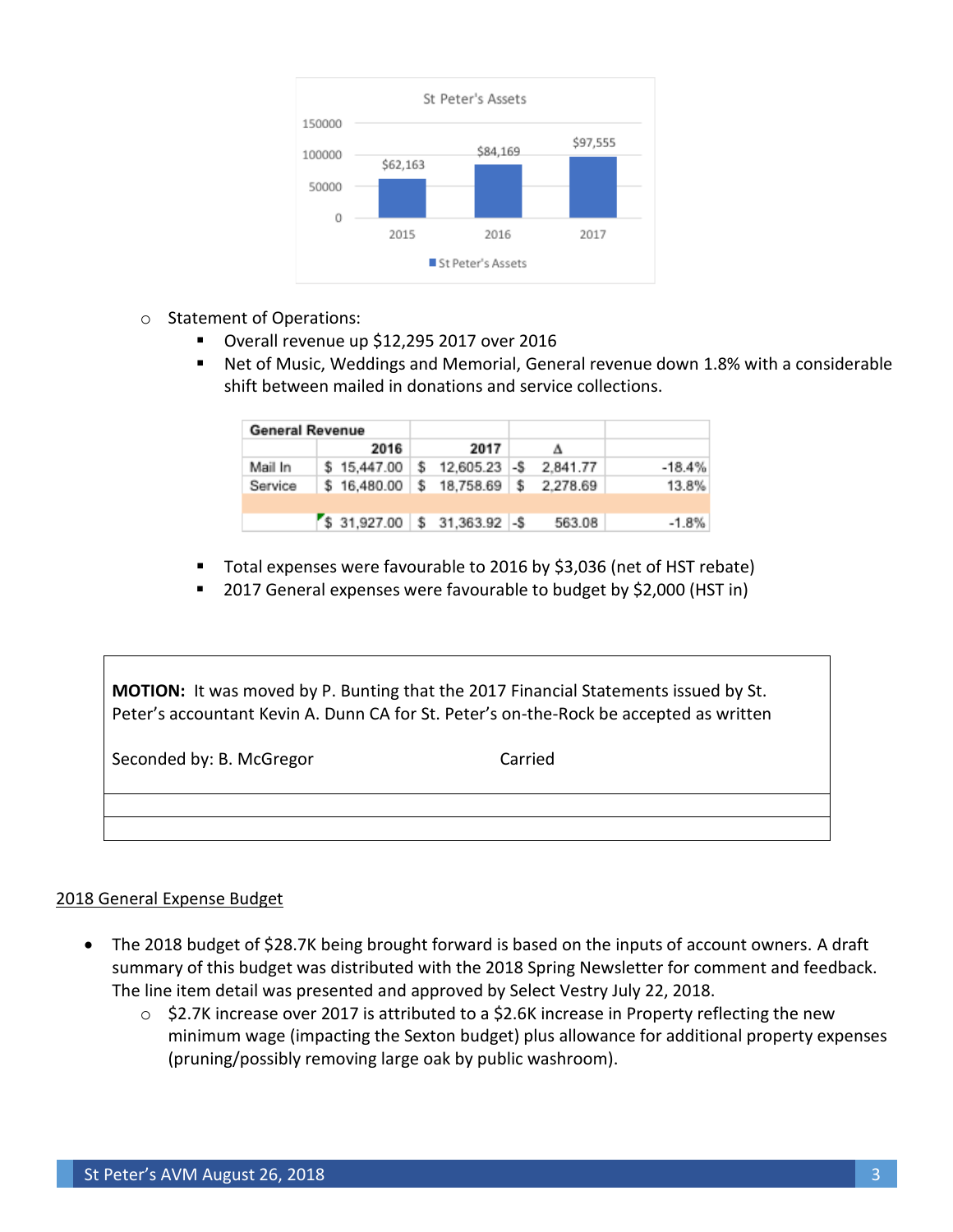St Peter's Assets

| Year | St Peter's Assets |
|---|---|
| 2015 | $62,163 |
| 2016 | $84,169 |
| 2017 | $97,555 |

- Statement of Operations:
  - Overall revenue up $12,295 2017 over 2016
  - Net of Music, Weddings and Memorial, General revenue down 1.8% with a considerable shift between mailed in donations and service collections.

| General Revenue | | | | |
|---|---|---|---|---|
| | 2016 | 2017 | Δ | |
| Mail In | $ 15,447.00 | $ 12,605.23 | -$ 2,841.77 | -18.4% |
| Service | $ 16,480.00 | $ 18,758.69 | $ 2,278.69 | 13.8% |
| | | | | |
| | $ 31,927.00 | $ 31,363.92 | -$ 563.08 | -1.8% |

  - Total expenses were favourable to 2016 by $3,036 (net of HST rebate)
  - 2017 General expenses were favourable to budget by $2,000 (HST in)

**MOTION:** It was moved by P. Bunting that the 2017 Financial Statements issued by St. Peter's accountant Kevin A. Dunn CA for St. Peter's on-the-Rock be accepted as written

Seconded by: B. McGregor Carried

<u>2018 General Expense Budget</u>

- The 2018 budget of $28.7K being brought forward is based on the inputs of account owners. A draft summary of this budget was distributed with the 2018 Spring Newsletter for comment and feedback. The line item detail was presented and approved by Select Vestry July 22, 2018.
  - $2.7K increase over 2017 is attributed to a $2.6K increase in Property reflecting the new minimum wage (impacting the Sexton budget) plus allowance for additional property expenses (pruning/possibly removing large oak by public washroom).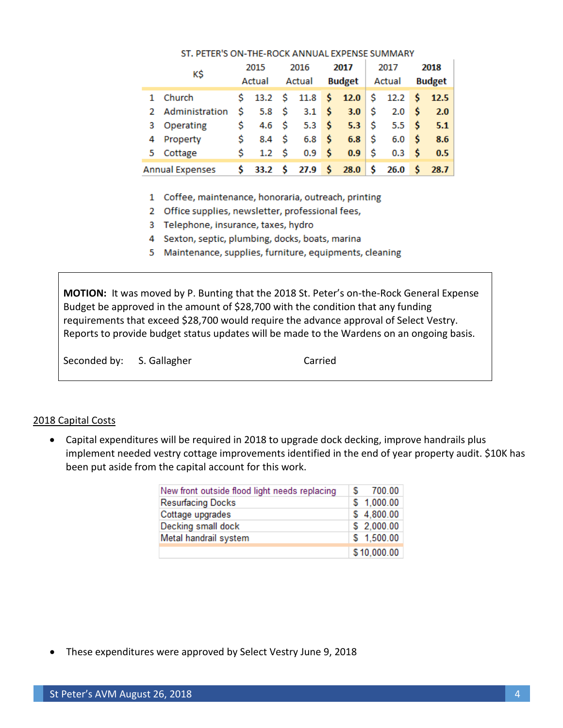ST. PETER'S ON-THE-ROCK ANNUAL EXPENSE SUMMARY

| K$ | 2015 Actual | 2016 Actual | **2017 Budget** | 2017 Actual | **2018 Budget** |
|---|---|---|---|---|---|
| 1 Church | $ 13.2 | $ 11.8 | **$ 12.0** | $ 12.2 | **$ 12.5** |
| 2 Administration | $ 5.8 | $ 3.1 | **$ 3.0** | $ 2.0 | **$ 2.0** |
| 3 Operating | $ 4.6 | $ 5.3 | **$ 5.3** | $ 5.5 | **$ 5.1** |
| 4 Property | $ 8.4 | $ 6.8 | **$ 6.8** | $ 6.0 | **$ 8.6** |
| 5 Cottage | $ 1.2 | $ 0.9 | **$ 0.9** | $ 0.3 | **$ 0.5** |
| Annual Expenses | **$ 33.2** | **$ 27.9** | **$ 28.0** | **$ 26.0** | **$ 28.7** |

1. Coffee, maintenance, honoraria, outreach, printing
2. Office supplies, newsletter, professional fees,
3. Telephone, insurance, taxes, hydro
4. Sexton, septic, plumbing, docks, boats, marina
5. Maintenance, supplies, furniture, equipments, cleaning

**MOTION:** It was moved by P. Bunting that the 2018 St. Peter's on-the-Rock General Expense Budget be approved in the amount of $28,700 with the condition that any funding requirements that exceed $28,700 would require the advance approval of Select Vestry. Reports to provide budget status updates will be made to the Wardens on an ongoing basis.

Seconded by: S. Gallagher — Carried

2018 Capital Costs

- Capital expenditures will be required in 2018 to upgrade dock decking, improve handrails plus implement needed vestry cottage improvements identified in the end of year property audit. $10K has been put aside from the capital account for this work.

| Item | Cost |
|---|---|
| New front outside flood light needs replacing | $ 700.00 |
| Resurfacing Docks | $ 1,000.00 |
| Cottage upgrades | $ 4,800.00 |
| Decking small dock | $ 2,000.00 |
| Metal handrail system | $ 1,500.00 |
| | $ 10,000.00 |

- These expenditures were approved by Select Vestry June 9, 2018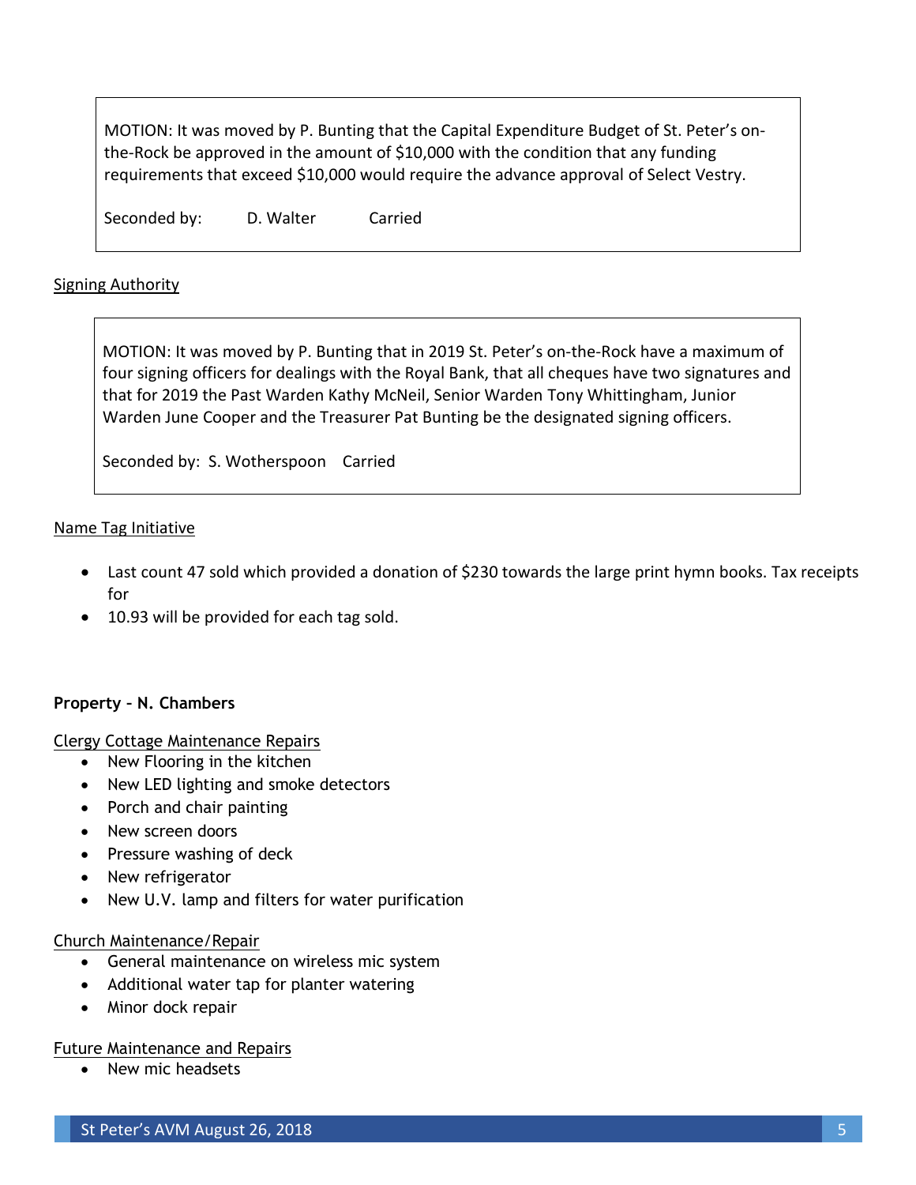MOTION: It was moved by P. Bunting that the Capital Expenditure Budget of St. Peter's on-the-Rock be approved in the amount of $10,000 with the condition that any funding requirements that exceed $10,000 would require the advance approval of Select Vestry.

Seconded by: D. Walter Carried

<u>Signing Authority</u>

MOTION: It was moved by P. Bunting that in 2019 St. Peter's on-the-Rock have a maximum of four signing officers for dealings with the Royal Bank, that all cheques have two signatures and that for 2019 the Past Warden Kathy McNeil, Senior Warden Tony Whittingham, Junior Warden June Cooper and the Treasurer Pat Bunting be the designated signing officers.

Seconded by: S. Wotherspoon Carried

<u>Name Tag Initiative</u>

- Last count 47 sold which provided a donation of $230 towards the large print hymn books. Tax receipts for
- 10.93 will be provided for each tag sold.

**Property – N. Chambers**

<u>Clergy Cottage Maintenance Repairs</u>

- New Flooring in the kitchen
- New LED lighting and smoke detectors
- Porch and chair painting
- New screen doors
- Pressure washing of deck
- New refrigerator
- New U.V. lamp and filters for water purification

<u>Church Maintenance/Repair</u>

- General maintenance on wireless mic system
- Additional water tap for planter watering
- Minor dock repair

<u>Future Maintenance and Repairs</u>

- New mic headsets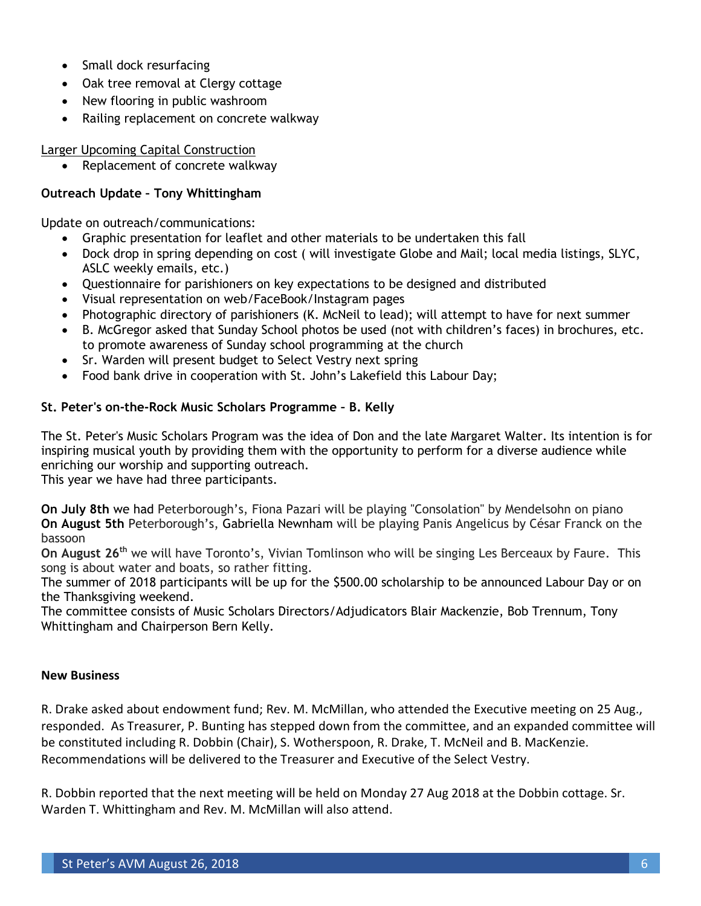- Small dock resurfacing
- Oak tree removal at Clergy cottage
- New flooring in public washroom
- Railing replacement on concrete walkway

<u>Larger Upcoming Capital Construction</u>

- Replacement of concrete walkway

**Outreach Update – Tony Whittingham**

Update on outreach/communications:

- Graphic presentation for leaflet and other materials to be undertaken this fall
- Dock drop in spring depending on cost ( will investigate Globe and Mail; local media listings, SLYC, ASLC weekly emails, etc.)
- Questionnaire for parishioners on key expectations to be designed and distributed
- Visual representation on web/FaceBook/Instagram pages
- Photographic directory of parishioners (K. McNeil to lead); will attempt to have for next summer
- B. McGregor asked that Sunday School photos be used (not with children's faces) in brochures, etc. to promote awareness of Sunday school programming at the church
- Sr. Warden will present budget to Select Vestry next spring
- Food bank drive in cooperation with St. John's Lakefield this Labour Day;

**St. Peter's on-the-Rock Music Scholars Programme – B. Kelly**

The St. Peter's Music Scholars Program was the idea of Don and the late Margaret Walter. Its intention is for inspiring musical youth by providing them with the opportunity to perform for a diverse audience while enriching our worship and supporting outreach.
This year we have had three participants.

**On July 8th** we had Peterborough's, Fiona Pazari will be playing "Consolation" by Mendelsohn on piano
**On August 5th** Peterborough's, Gabriella Newnham will be playing Panis Angelicus by César Franck on the bassoon
**On August 26th** we will have Toronto's, Vivian Tomlinson who will be singing Les Berceaux by Faure. This song is about water and boats, so rather fitting.
The summer of 2018 participants will be up for the $500.00 scholarship to be announced Labour Day or on the Thanksgiving weekend.
The committee consists of Music Scholars Directors/Adjudicators Blair Mackenzie, Bob Trennum, Tony Whittingham and Chairperson Bern Kelly.

**New Business**

R. Drake asked about endowment fund; Rev. M. McMillan, who attended the Executive meeting on 25 Aug., responded. As Treasurer, P. Bunting has stepped down from the committee, and an expanded committee will be constituted including R. Dobbin (Chair), S. Wotherspoon, R. Drake, T. McNeil and B. MacKenzie. Recommendations will be delivered to the Treasurer and Executive of the Select Vestry.

R. Dobbin reported that the next meeting will be held on Monday 27 Aug 2018 at the Dobbin cottage. Sr. Warden T. Whittingham and Rev. M. McMillan will also attend.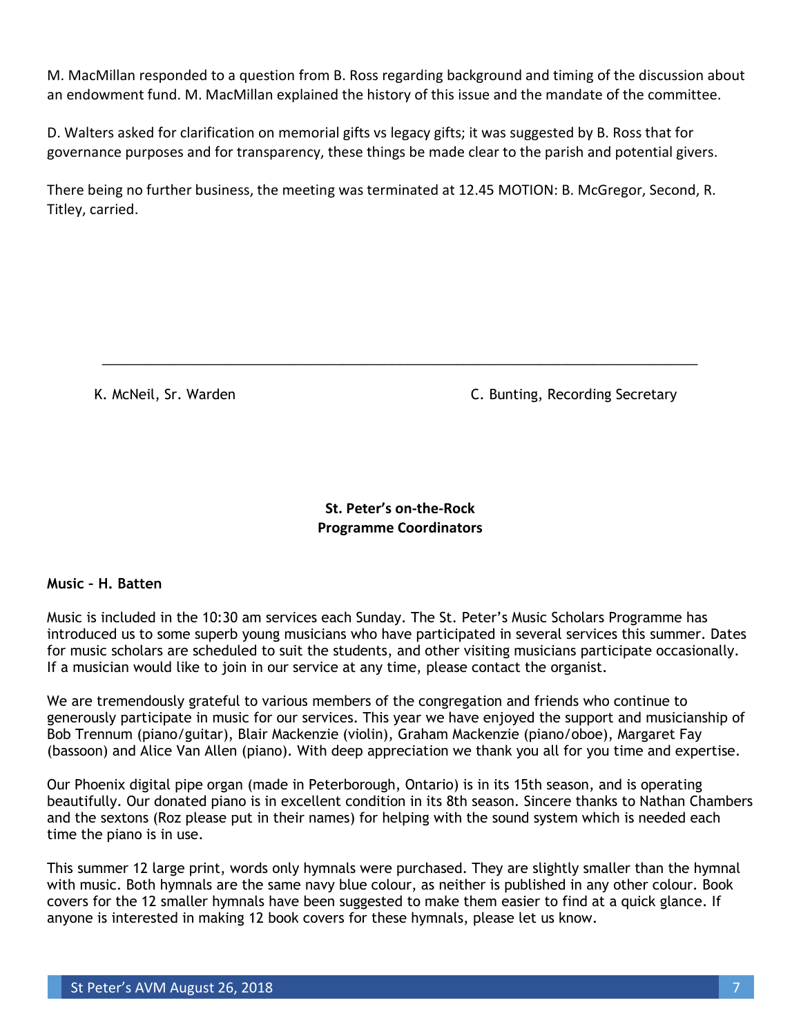M. MacMillan responded to a question from B. Ross regarding background and timing of the discussion about an endowment fund. M. MacMillan explained the history of this issue and the mandate of the committee.

D. Walters asked for clarification on memorial gifts vs legacy gifts; it was suggested by B. Ross that for governance purposes and for transparency, these things be made clear to the parish and potential givers.

There being no further business, the meeting was terminated at 12.45 MOTION: B. McGregor, Second, R. Titley, carried.

\_\_\_\_\_\_\_\_\_\_\_\_\_\_\_\_\_\_\_\_\_\_\_\_\_\_\_\_\_\_\_\_\_\_\_\_\_\_\_\_\_\_\_\_\_\_\_\_\_\_\_\_\_\_\_\_\_\_\_\_\_\_\_\_\_\_\_\_\_\_\_\_\_\_\_\_

K. McNeil, Sr. Warden                                        C. Bunting, Recording Secretary

**St. Peter's on-the-Rock**
**Programme Coordinators**

**Music – H. Batten**

Music is included in the 10:30 am services each Sunday. The St. Peter's Music Scholars Programme has introduced us to some superb young musicians who have participated in several services this summer. Dates for music scholars are scheduled to suit the students, and other visiting musicians participate occasionally. If a musician would like to join in our service at any time, please contact the organist.

We are tremendously grateful to various members of the congregation and friends who continue to generously participate in music for our services. This year we have enjoyed the support and musicianship of Bob Trennum (piano/guitar), Blair Mackenzie (violin), Graham Mackenzie (piano/oboe), Margaret Fay (bassoon) and Alice Van Allen (piano). With deep appreciation we thank you all for you time and expertise.

Our Phoenix digital pipe organ (made in Peterborough, Ontario) is in its 15th season, and is operating beautifully. Our donated piano is in excellent condition in its 8th season. Sincere thanks to Nathan Chambers and the sextons (Roz please put in their names) for helping with the sound system which is needed each time the piano is in use.

This summer 12 large print, words only hymnals were purchased. They are slightly smaller than the hymnal with music. Both hymnals are the same navy blue colour, as neither is published in any other colour. Book covers for the 12 smaller hymnals have been suggested to make them easier to find at a quick glance. If anyone is interested in making 12 book covers for these hymnals, please let us know.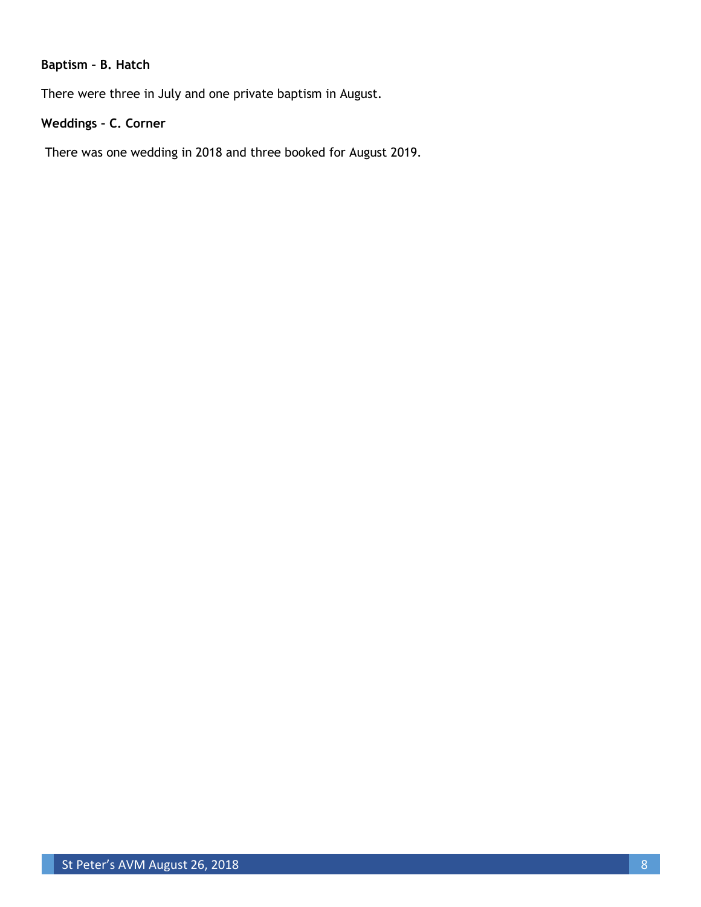**Baptism – B. Hatch**

There were three in July and one private baptism in August.

**Weddings – C. Corner**

There was one wedding in 2018 and three booked for August 2019.